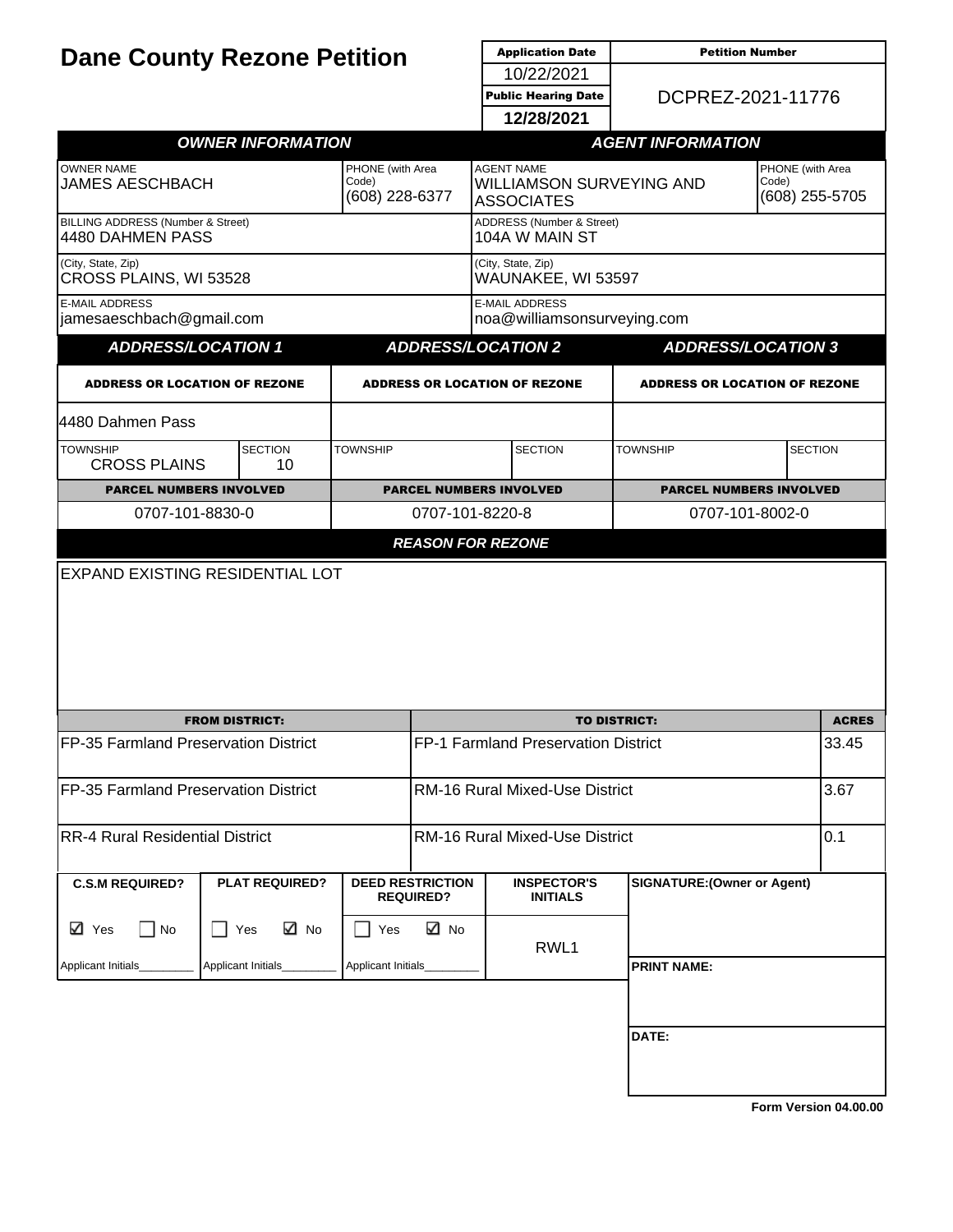# Dane County Rezone Petition

| Application Date | Petition Number |
|---|---|
| 10/22/2021 | DCPREZ-2021-11776 |
| **Public Hearing Date** | |
| **12/28/2021** | |

| ***OWNER INFORMATION*** | | ***AGENT INFORMATION*** | |
|---|---|---|---|
| OWNER NAME<br>JAMES AESCHBACH | PHONE (with Area Code)<br>(608) 228-6377 | AGENT NAME<br>WILLIAMSON SURVEYING AND ASSOCIATES | PHONE (with Area Code)<br>(608) 255-5705 |
| BILLING ADDRESS (Number & Street)<br>4480 DAHMEN PASS | | ADDRESS (Number & Street)<br>104A W MAIN ST | |
| (City, State, Zip)<br>CROSS PLAINS, WI 53528 | | (City, State, Zip)<br>WAUNAKEE, WI 53597 | |
| E-MAIL ADDRESS<br>jamesaeschbach@gmail.com | | E-MAIL ADDRESS<br>noa@williamsonsurveying.com | |

| ***ADDRESS/LOCATION 1*** | | ***ADDRESS/LOCATION 2*** | | ***ADDRESS/LOCATION 3*** | |
|---|---|---|---|---|---|
| **ADDRESS OR LOCATION OF REZONE** | | **ADDRESS OR LOCATION OF REZONE** | | **ADDRESS OR LOCATION OF REZONE** | |
| 4480 Dahmen Pass | | | | | |
| TOWNSHIP<br>CROSS PLAINS | SECTION<br>10 | TOWNSHIP | SECTION | TOWNSHIP | SECTION |
| **PARCEL NUMBERS INVOLVED** | | **PARCEL NUMBERS INVOLVED** | | **PARCEL NUMBERS INVOLVED** | |
| 0707-101-8830-0 | | 0707-101-8220-8 | | 0707-101-8002-0 | |

***REASON FOR REZONE***

EXPAND EXISTING RESIDENTIAL LOT

| FROM DISTRICT: | TO DISTRICT: | ACRES |
|---|---|---|
| FP-35 Farmland Preservation District | FP-1 Farmland Preservation District | 33.45 |
| FP-35 Farmland Preservation District | RM-16 Rural Mixed-Use District | 3.67 |
| RR-4 Rural Residential District | RM-16 Rural Mixed-Use District | 0.1 |

| C.S.M REQUIRED? | PLAT REQUIRED? | DEED RESTRICTION REQUIRED? | INSPECTOR'S INITIALS | SIGNATURE:(Owner or Agent) |
|---|---|---|---|---|
| ☑ Yes ☐ No | ☐ Yes ☑ No | ☐ Yes ☑ No | RWL1 | |
| Applicant Initials________ | Applicant Initials________ | Applicant Initials________ | | **PRINT NAME:** |
| | | | | **DATE:** |

**Form Version 04.00.00**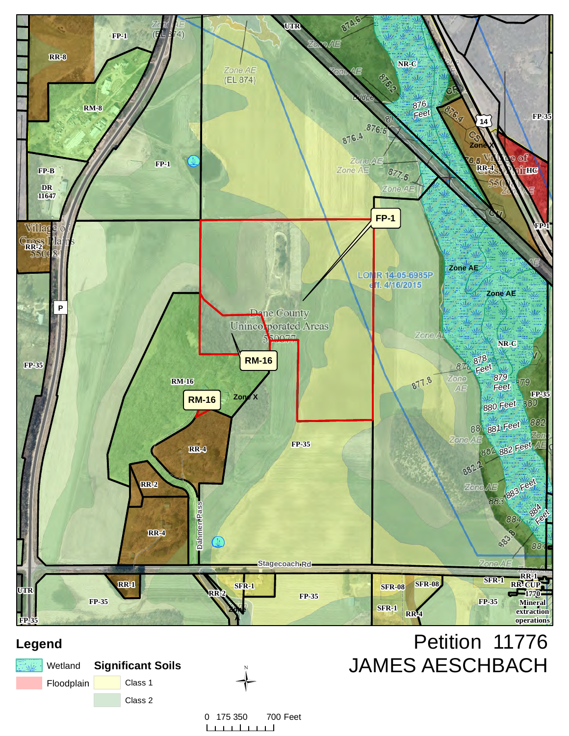# Petition 11776
# JAMES AESCHBACH

**Legend**

- Wetland
- Floodplain

**Significant Soils**

- Class 1
- Class 2

0 175 350 700 Feet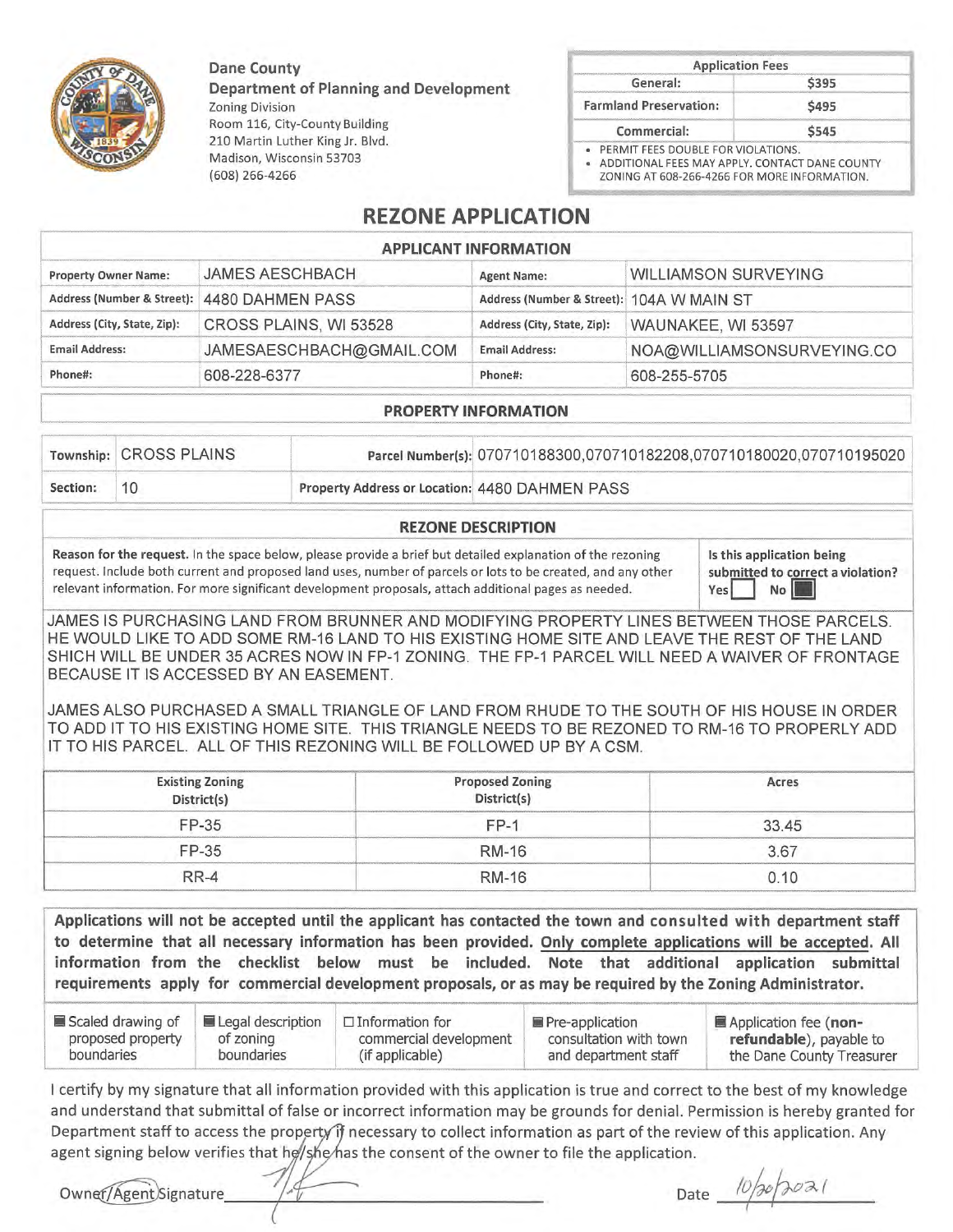**Dane County**
**Department of Planning and Development**
Zoning Division
Room 116, City-County Building
210 Martin Luther King Jr. Blvd.
Madison, Wisconsin 53703
(608) 266-4266

| Application Fees | |
|---|---|
| General: | $395 |
| Farmland Preservation: | $495 |
| Commercial: | $545 |

- PERMIT FEES DOUBLE FOR VIOLATIONS.
- ADDITIONAL FEES MAY APPLY. CONTACT DANE COUNTY ZONING AT 608-266-4266 FOR MORE INFORMATION.

# REZONE APPLICATION

## APPLICANT INFORMATION

| | | | |
|---|---|---|---|
| Property Owner Name: | JAMES AESCHBACH | Agent Name: | WILLIAMSON SURVEYING |
| Address (Number & Street): | 4480 DAHMEN PASS | Address (Number & Street): | 104A W MAIN ST |
| Address (City, State, Zip): | CROSS PLAINS, WI 53528 | Address (City, State, Zip): | WAUNAKEE, WI 53597 |
| Email Address: | JAMESAESCHBACH@GMAIL.COM | Email Address: | NOA@WILLIAMSONSURVEYING.CO |
| Phone#: | 608-228-6377 | Phone#: | 608-255-5705 |

## PROPERTY INFORMATION

| | | | |
|---|---|---|---|
| Township: | CROSS PLAINS | Parcel Number(s): | 070710188300,070710182208,070710180020,070710195020 |
| Section: | 10 | Property Address or Location: | 4480 DAHMEN PASS |

## REZONE DESCRIPTION

**Reason for the request.** In the space below, please provide a brief but detailed explanation of the rezoning request. Include both current and proposed land uses, number of parcels or lots to be created, and any other relevant information. For more significant development proposals, attach additional pages as needed.

**Is this application being submitted to correct a violation?** Yes ☐ No ☒

JAMES IS PURCHASING LAND FROM BRUNNER AND MODIFYING PROPERTY LINES BETWEEN THOSE PARCELS. HE WOULD LIKE TO ADD SOME RM-16 LAND TO HIS EXISTING HOME SITE AND LEAVE THE REST OF THE LAND SHICH WILL BE UNDER 35 ACRES NOW IN FP-1 ZONING. THE FP-1 PARCEL WILL NEED A WAIVER OF FRONTAGE BECAUSE IT IS ACCESSED BY AN EASEMENT.

JAMES ALSO PURCHASED A SMALL TRIANGLE OF LAND FROM RHUDE TO THE SOUTH OF HIS HOUSE IN ORDER TO ADD IT TO HIS EXISTING HOME SITE. THIS TRIANGLE NEEDS TO BE REZONED TO RM-16 TO PROPERLY ADD IT TO HIS PARCEL. ALL OF THIS REZONING WILL BE FOLLOWED UP BY A CSM.

| Existing Zoning District(s) | Proposed Zoning District(s) | Acres |
|---|---|---|
| FP-35 | FP-1 | 33.45 |
| FP-35 | RM-16 | 3.67 |
| RR-4 | RM-16 | 0.10 |

**Applications will not be accepted until the applicant has contacted the town and consulted with department staff to determine that all necessary information has been provided. Only complete applications will be accepted. All information from the checklist below must be included. Note that additional application submittal requirements apply for commercial development proposals, or as may be required by the Zoning Administrator.**

| | | | | |
|---|---|---|---|---|
| ☒ Scaled drawing of proposed property boundaries | ☒ Legal description of zoning boundaries | ☐ Information for commercial development (if applicable) | ☒ Pre-application consultation with town and department staff | ☒ Application fee (**non-refundable**), payable to the Dane County Treasurer |

I certify by my signature that all information provided with this application is true and correct to the best of my knowledge and understand that submittal of false or incorrect information may be grounds for denial. Permission is hereby granted for Department staff to access the property if necessary to collect information as part of the review of this application. Any agent signing below verifies that he/she has the consent of the owner to file the application.

Owner/Agent Signature _______________ Date 10/20/2021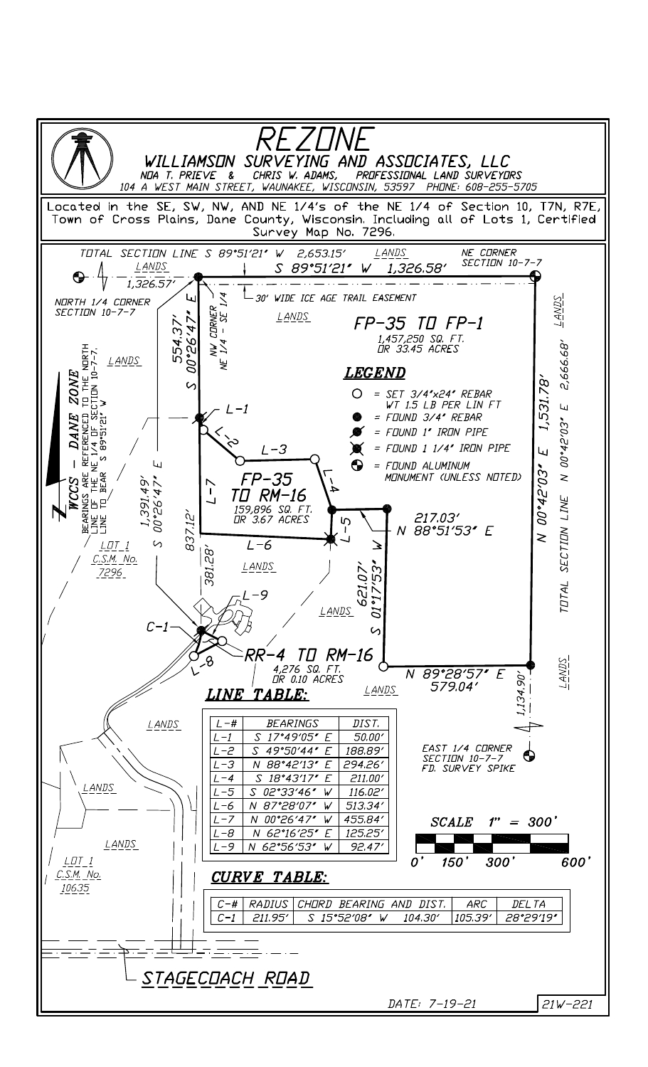# REZONE

## WILLIAMSON SURVEYING AND ASSOCIATES, LLC

NOA T. PRIEVE & CHRIS W. ADAMS, PROFESSIONAL LAND SURVEYORS
104 A WEST MAIN STREET, WAUNAKEE, WISCONSIN, 53597 PHONE: 608-255-5705

Located in the SE, SW, NW, AND NE 1/4 1/4's of the NE 1/4 of Section 10, T7N, R7E, Town of Cross Plains, Dane County, Wisconsin. Including all of Lots 1, Certified Survey Map No. 7296.

TOTAL SECTION LINE S 89°51'21" W 2,653.15'

LANDS

NE CORNER SECTION 10-7-7

LANDS

1,326.57'

S 89°51'21" W 1,326.58'

30' WIDE ICE AGE TRAIL EASEMENT

NORTH 1/4 CORNER SECTION 10-7-7

NW CORNER NE 1/4 - SE 1/4

554.37' S 00°26'47" E

LANDS

**FP-35 TO FP-1**
1,457,250 SQ. FT. OR 33.45 ACRES

LANDS

WCCS - DANE ZONE
BEARINGS ARE REFERENCED TO THE NORTH LINE OF THE NE 1/4 OF SECTION 10-7-7, LINE TO BEAR S 89°51'21" W

### LEGEND

- ○ = SET 3/4"x24" REBAR WT 1.5 LB PER LIN FT
- ● = FOUND 3/4" REBAR
- = FOUND 1" IRON PIPE
- = FOUND 1 1/4" IRON PIPE
- = FOUND ALUMINUM MONUMENT (UNLESS NOTED)

L-1, L-2, L-3, L-4, L-5, L-6, L-7

**FP-35 TO RM-16**
159,896 SQ. FT. OR 3.67 ACRES

1,391.49' S 00°26'47" E

837.12'

381.28'

217.03' N 88°51'53" E

N 00°42'03" E 1,531.78'

TOTAL SECTION LINE N 00°42'03" E 2,666.68'

LOT 1 C.S.M. No. 7296

LANDS

621.07' S 01°17'53" W

L-9

C-1

**RR-4 TO RM-16**
4,276 SQ. FT. OR 0.10 ACRES

L-8

N 89°28'57" E 579.04'

1,134.90'

LANDS

EAST 1/4 CORNER SECTION 10-7-7 FD. SURVEY SPIKE

### LINE TABLE:

| L-# | BEARINGS | DIST. |
|---|---|---|
| L-1 | S 17°49'05" E | 50.00' |
| L-2 | S 49°50'44" E | 188.89' |
| L-3 | N 88°42'13" E | 294.26' |
| L-4 | S 18°43'17" E | 211.00' |
| L-5 | S 02°33'46" W | 116.02' |
| L-6 | N 87°28'07" W | 513.34' |
| L-7 | N 00°26'47" W | 455.84' |
| L-8 | N 62°16'25" E | 125.25' |
| L-9 | N 62°56'53" W | 92.47' |

SCALE 1" = 300'

0' 150' 300' 600'

LOT 1 C.S.M. No. 10635

### CURVE TABLE:

| C-# | RADIUS | CHORD BEARING AND DIST. | | ARC | DELTA |
|---|---|---|---|---|---|
| C-1 | 211.95' | S 15°52'08" W | 104.30' | 105.39' | 28°29'19" |

STAGECOACH ROAD

DATE: 7-19-21

21W-221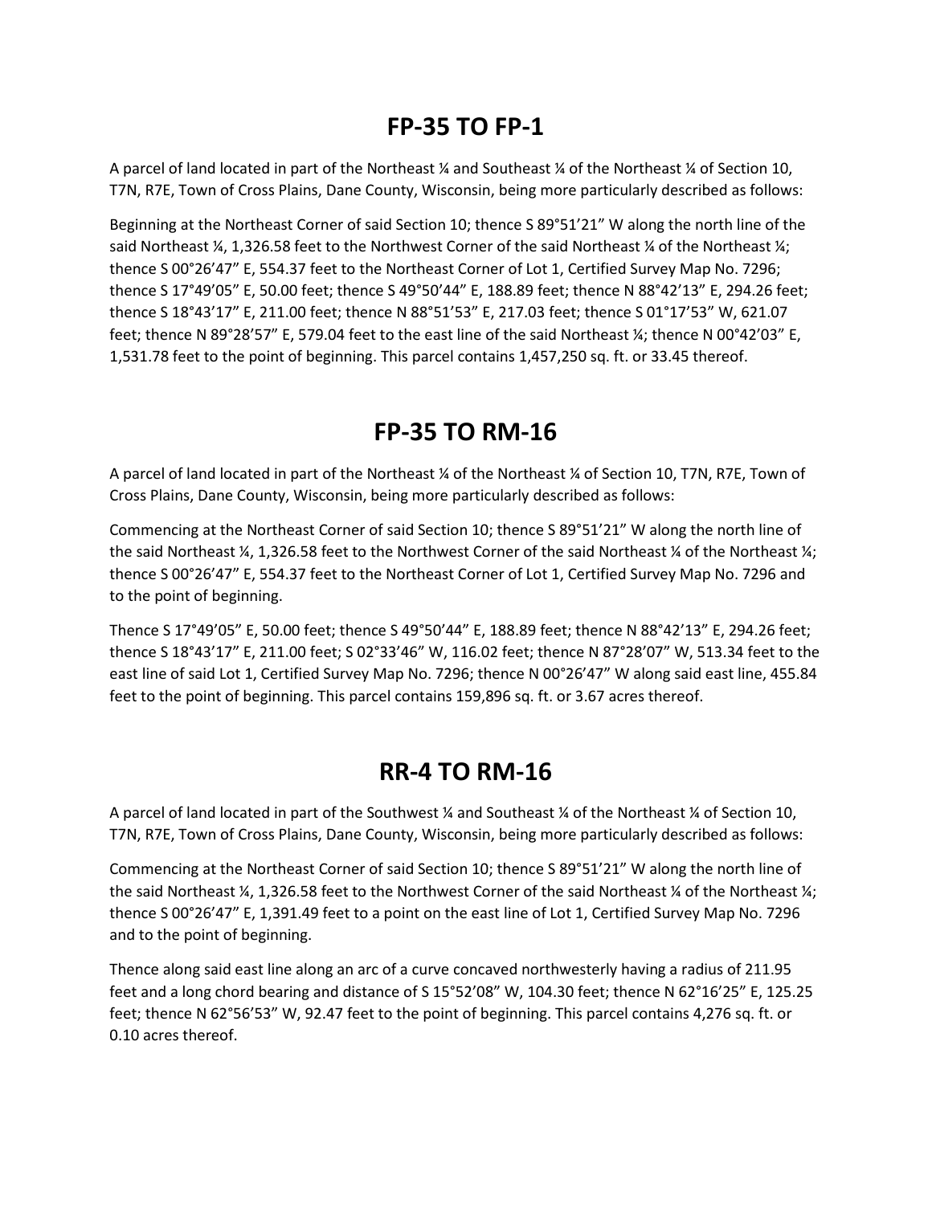## FP-35 TO FP-1

A parcel of land located in part of the Northeast ¼ and Southeast ¼ of the Northeast ¼ of Section 10, T7N, R7E, Town of Cross Plains, Dane County, Wisconsin, being more particularly described as follows:

Beginning at the Northeast Corner of said Section 10; thence S 89°51'21" W along the north line of the said Northeast ¼, 1,326.58 feet to the Northwest Corner of the said Northeast ¼ of the Northeast ¼; thence S 00°26'47" E, 554.37 feet to the Northeast Corner of Lot 1, Certified Survey Map No. 7296; thence S 17°49'05" E, 50.00 feet; thence S 49°50'44" E, 188.89 feet; thence N 88°42'13" E, 294.26 feet; thence S 18°43'17" E, 211.00 feet; thence N 88°51'53" E, 217.03 feet; thence S 01°17'53" W, 621.07 feet; thence N 89°28'57" E, 579.04 feet to the east line of the said Northeast ¼; thence N 00°42'03" E, 1,531.78 feet to the point of beginning. This parcel contains 1,457,250 sq. ft. or 33.45 thereof.

## FP-35 TO RM-16

A parcel of land located in part of the Northeast ¼ of the Northeast ¼ of Section 10, T7N, R7E, Town of Cross Plains, Dane County, Wisconsin, being more particularly described as follows:

Commencing at the Northeast Corner of said Section 10; thence S 89°51'21" W along the north line of the said Northeast ¼, 1,326.58 feet to the Northwest Corner of the said Northeast ¼ of the Northeast ¼; thence S 00°26'47" E, 554.37 feet to the Northeast Corner of Lot 1, Certified Survey Map No. 7296 and to the point of beginning.

Thence S 17°49'05" E, 50.00 feet; thence S 49°50'44" E, 188.89 feet; thence N 88°42'13" E, 294.26 feet; thence S 18°43'17" E, 211.00 feet; S 02°33'46" W, 116.02 feet; thence N 87°28'07" W, 513.34 feet to the east line of said Lot 1, Certified Survey Map No. 7296; thence N 00°26'47" W along said east line, 455.84 feet to the point of beginning. This parcel contains 159,896 sq. ft. or 3.67 acres thereof.

## RR-4 TO RM-16

A parcel of land located in part of the Southwest ¼ and Southeast ¼ of the Northeast ¼ of Section 10, T7N, R7E, Town of Cross Plains, Dane County, Wisconsin, being more particularly described as follows:

Commencing at the Northeast Corner of said Section 10; thence S 89°51'21" W along the north line of the said Northeast ¼, 1,326.58 feet to the Northwest Corner of the said Northeast ¼ of the Northeast ¼; thence S 00°26'47" E, 1,391.49 feet to a point on the east line of Lot 1, Certified Survey Map No. 7296 and to the point of beginning.

Thence along said east line along an arc of a curve concaved northwesterly having a radius of 211.95 feet and a long chord bearing and distance of S 15°52'08" W, 104.30 feet; thence N 62°16'25" E, 125.25 feet; thence N 62°56'53" W, 92.47 feet to the point of beginning. This parcel contains 4,276 sq. ft. or 0.10 acres thereof.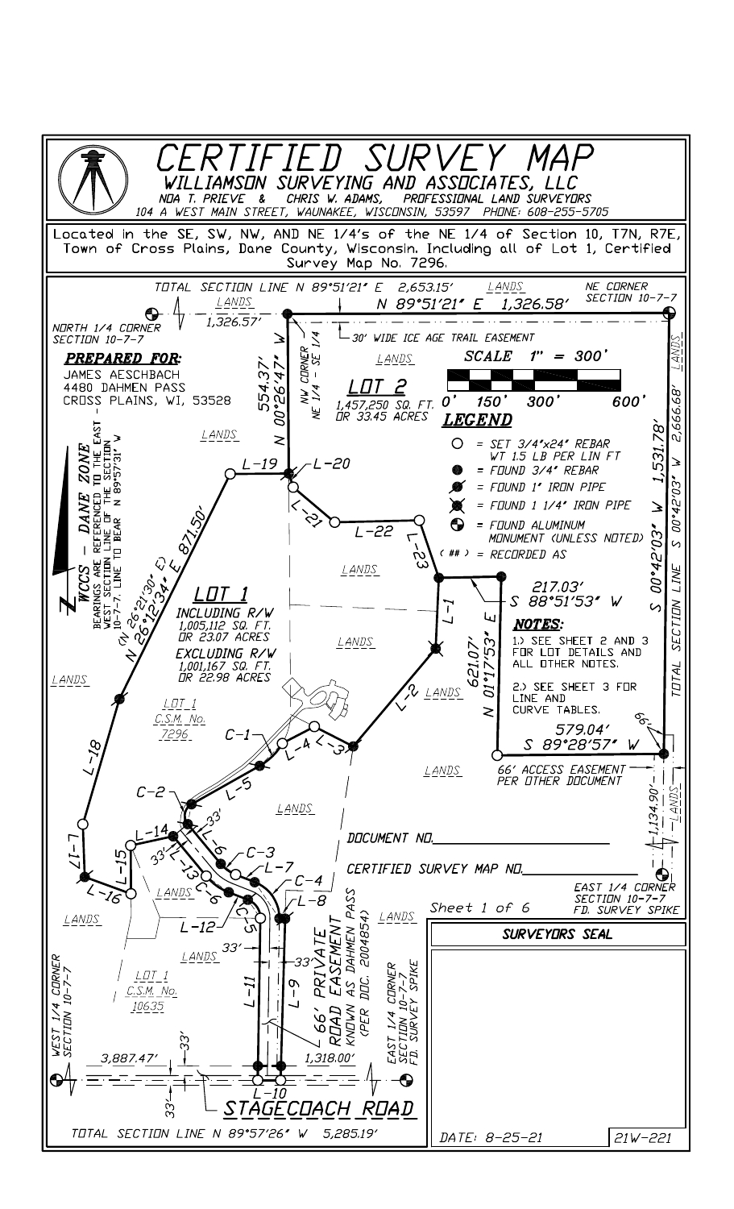# CERTIFIED SURVEY MAP

## WILLIAMSON SURVEYING AND ASSOCIATES, LLC

NOA T. PRIEVE & CHRIS W. ADAMS, PROFESSIONAL LAND SURVEYORS
104 A WEST MAIN STREET, WAUNAKEE, WISCONSIN, 53597 PHONE: 608-255-5705

Located in the SE, SW, NW, AND NE 1/4's of the NE 1/4 of Section 10, T7N, R7E, Town of Cross Plains, Dane County, Wisconsin. Including all of Lot 1, Certified Survey Map No. 7296.

TOTAL SECTION LINE N 89°51'21" E 2,653.15'

NORTH 1/4 CORNER SECTION 10-7-7

NE CORNER SECTION 10-7-7

LANDS

1,326.57'

N 89°51'21" E 1,326.58'

NW CORNER NE 1/4 - SE 1/4

30' WIDE ICE AGE TRAIL EASEMENT

**PREPARED FOR:**
JAMES AESCHBACH
4480 DAHMEN PASS
CROSS PLAINS, WI, 53528

554.37' N 00°26'47" W

**LOT 2**
1,457,250 SQ. FT. OR 33.45 ACRES

**SCALE 1" = 300'**

0' 150' 300' 600'

**LEGEND**

- ○ = SET 3/4"x24" REBAR WT 1.5 LB PER LIN FT
- ● = FOUND 3/4" REBAR
- = FOUND 1" IRON PIPE
- = FOUND 1 1/4" IRON PIPE
- = FOUND ALUMINUM MONUMENT (UNLESS NOTED)
- ( ## ) = RECORDED AS

WCCS - DANE ZONE
BEARINGS ARE REFERENCED TO THE EAST WEST SECTION LINE OF THE SECTION 10-7-7. LINE TO BEAR N 89°57'31" W

TOTAL SECTION LINE S 00°42'03" W 2,666.68'

S 00°42'03" W 1,531.78'

L-19 L-20 L-21 L-22 L-23

N 26°12'34" E 871.50' (N 26°21'30" E)

**LOT 1**
INCLUDING R/W
1,005,112 SQ. FT. OR 23.07 ACRES
EXCLUDING R/W
1,001,167 SQ. FT. OR 22.98 ACRES

217.03' S 88°51'53" W

**NOTES:**

1.) SEE SHEET 2 AND 3 FOR LOT DETAILS AND ALL OTHER NOTES.

2.) SEE SHEET 3 FOR LINE AND CURVE TABLES.

L-1

621.07' N 01°17'53" E

L-2

LOT 1 C.S.M. No. 7296

C-1 L-4 L-3

579.04' S 89°28'57" W

66'

66' ACCESS EASEMENT PER OTHER DOCUMENT

L-18

C-2 L-5

1,134.90'

L-17 L-14 L-15 L-16

33' L-6 C-3 L-7 C-4 L-8 L-13 C-6 C-5 L-12

DOCUMENT NO.________________

CERTIFIED SURVEY MAP NO.____________

EAST 1/4 CORNER SECTION 10-7-7 FD. SURVEY SPIKE

Sheet 1 of 6

66' PRIVATE ROAD EASEMENT KNOWN AS DAHMEN PASS (PER DOC. 2004854)

EAST 1/4 CORNER SECTION 10-7-7 FD. SURVEY SPIKE

**SURVEYORS SEAL**

WEST 1/4 CORNER SECTION 10-7-7

LOT 1 C.S.M. No. 10635

L-11 L-9 33' 33'

3,887.47' 1,318.00'

L-10

**STAGECOACH ROAD**

TOTAL SECTION LINE N 89°57'26" W 5,285.19'

DATE: 8-25-21

21W-221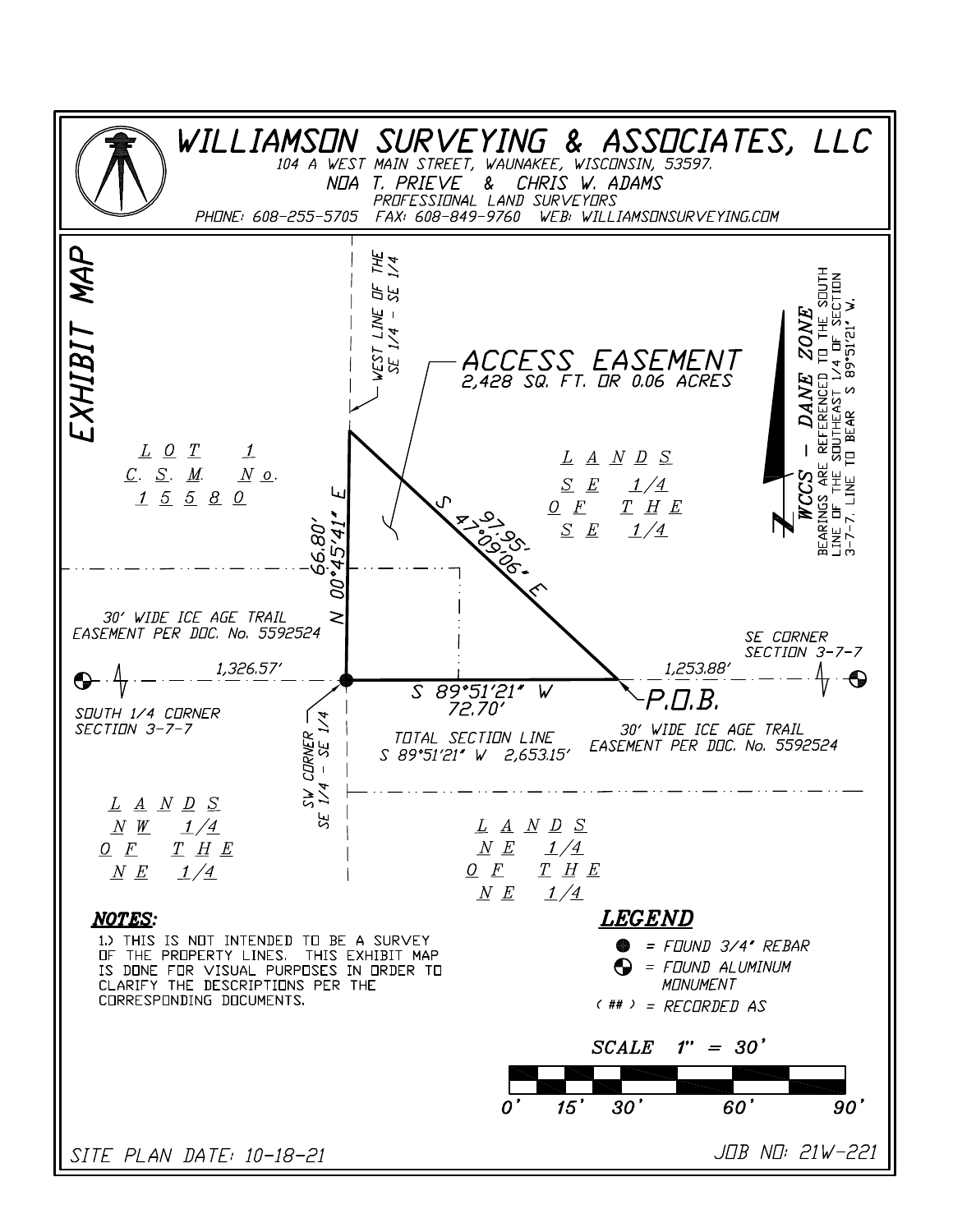# WILLIAMSON SURVEYING & ASSOCIATES, LLC

104 A WEST MAIN STREET, WAUNAKEE, WISCONSIN, 53597.

NOA T. PRIEVE & CHRIS W. ADAMS

PROFESSIONAL LAND SURVEYORS

PHONE: 608-255-5705 FAX: 608-849-9760 WEB: WILLIAMSONSURVEYING.COM

## EXHIBIT MAP

WEST LINE OF THE SE 1/4 - SE 1/4

ACCESS EASEMENT
2,428 SQ. FT. OR 0.06 ACRES

WCCS - DANE ZONE

BEARINGS ARE REFERENCED TO THE SOUTH LINE OF THE SOUTHEAST 1/4 OF SECTION 3-7-7. LINE TO BEAR S 89°51'21" W.

LOT 1
C. S. M. No.
15580

LANDS
SE 1/4
OF THE
SE 1/4

N 00°45'41" E
66.80'

S 47°09'06" E
97.95'

30' WIDE ICE AGE TRAIL EASEMENT PER DOC. No. 5592524

SE CORNER SECTION 3-7-7

1,326.57'

1,253.88'

S 89°51'21" W
72.70'

P.O.B.

SOUTH 1/4 CORNER SECTION 3-7-7

SW CORNER SE 1/4 - SE 1/4

TOTAL SECTION LINE
S 89°51'21" W 2,653.15'

30' WIDE ICE AGE TRAIL EASEMENT PER DOC. No. 5592524

LANDS
NW 1/4
OF THE
NE 1/4

LANDS
NE 1/4
OF THE
NE 1/4

### NOTES:

1.) THIS IS NOT INTENDED TO BE A SURVEY OF THE PROPERTY LINES. THIS EXHIBIT MAP IS DONE FOR VISUAL PURPOSES IN ORDER TO CLARIFY THE DESCRIPTIONS PER THE CORRESPONDING DOCUMENTS.

### LEGEND

- ● = FOUND 3/4" REBAR
- ◐ = FOUND ALUMINUM MONUMENT
- ( ## ) = RECORDED AS

SCALE 1" = 30'

0' 15' 30' 60' 90'

SITE PLAN DATE: 10-18-21

JOB NO: 21W-221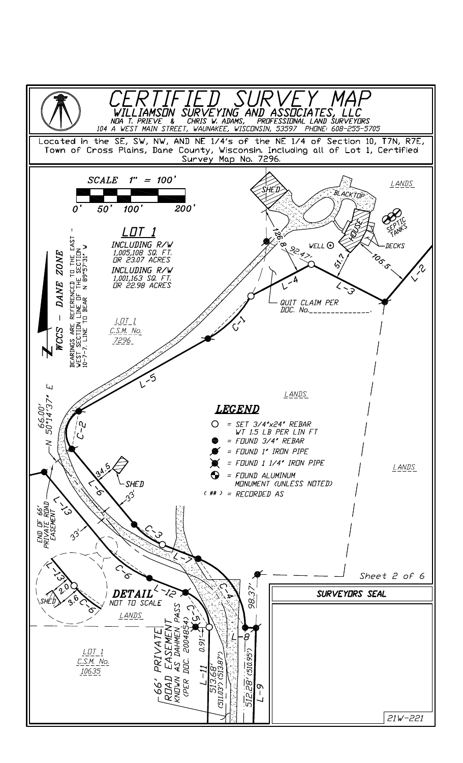# CERTIFIED SURVEY MAP

**WILLIAMSON SURVEYING AND ASSOCIATES, LLC**

NOA T. PRIEVE & CHRIS W. ADAMS, PROFESSIONAL LAND SURVEYORS

104 A WEST MAIN STREET, WAUNAKEE, WISCONSIN, 53597 PHONE: 608-255-5705

Located in the SE, SW, NW, AND NE 1/4's of the NE 1/4 of Section 10, T7N, R7E, Town of Cross Plains, Dane County, Wisconsin. Including all of Lot 1, Certified Survey Map No. 7296.

SCALE 1" = 100'

0' 50' 100' 200'

## LOT 1

INCLUDING R/W
1,005,108 SQ. FT.
OR 23.07 ACRES

INCLUDING R/W
1,001,163 SQ. FT.
OR 22.98 ACRES

WCCS - DANE ZONE

BEARINGS ARE REFERENCED TO THE EAST - WEST SECTION LINE OF THE SECTION 10-7-7. LINE TO BEAR N 89°57'31" W

LOT 1
C.S.M. No.
7296

SHED

BLACKTOP

HOUSE

DECKS

SEPTIC TANKS

WELL

LANDS

126.8

92.47'

51.7

105.5

L-2

L-3

L-4

C-1

QUIT CLAIM PER DOC. No.______________

L-5

C-2

66.00'
N 50°14'37" E

L-6

34.5

SHED

33'

C-3

L-7

L-13

33'

END OF 66' PRIVATE ROAD EASEMENT

C-6

L-12

C-4

98.37'

L-8

C-5

0.91'

L-11

513.68'
(511.03')(513.87')

512.28'(510.95')

L-9

66' PRIVATE ROAD EASEMENT KNOWN AS DAHMEN PASS (PER DOC. 2004854)

**DETAIL**
NOT TO SCALE

L-13

2.0

3.6

C-6

SHED

LANDS

LOT 1
C.S.M. No.
10635

## LEGEND

- ○ = SET 3/4"x24" REBAR WT 1.5 LB PER LIN FT
- ● = FOUND 3/4" REBAR
- = FOUND 1" IRON PIPE
- = FOUND 1 1/4" IRON PIPE
- = FOUND ALUMINUM MONUMENT (UNLESS NOTED)
- ( ## ) = RECORDED AS

**SURVEYORS SEAL**

21W-221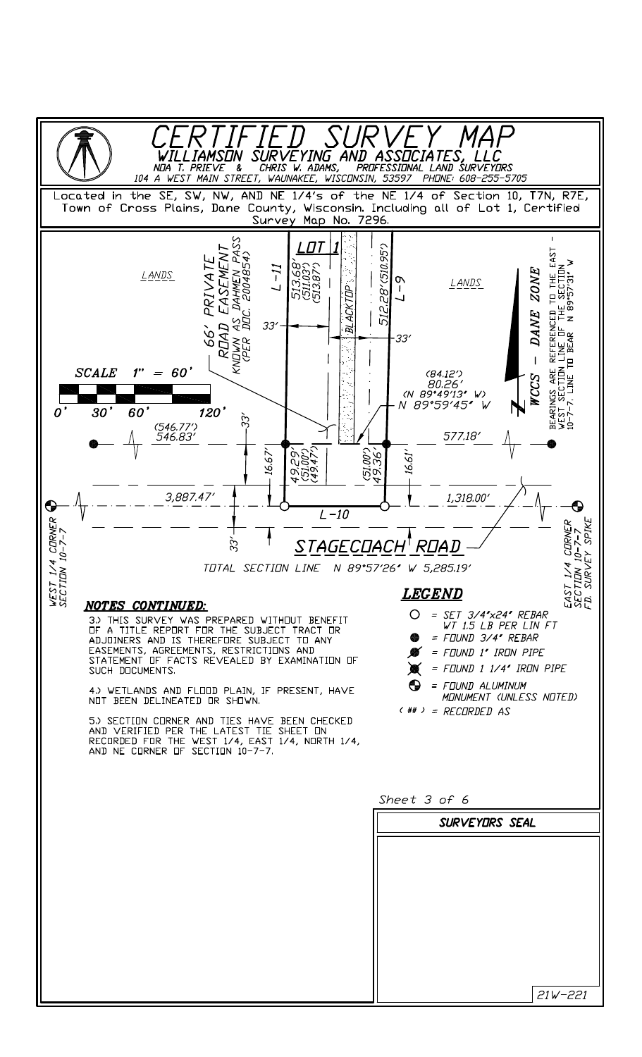# CERTIFIED SURVEY MAP

## WILLIAMSON SURVEYING AND ASSOCIATES, LLC

NOA T. PRIEVE & CHRIS W. ADAMS, PROFESSIONAL LAND SURVEYORS

104 A WEST MAIN STREET, WAUNAKEE, WISCONSIN, 53597 PHONE: 608-255-5705

Located in the SE, SW, NW, AND NE 1/4's of the NE 1/4 of Section 10, T7N, R7E, Town of Cross Plains, Dane County, Wisconsin. Including all of Lot 1, Certified Survey Map No. 7296.

LOT 1

LANDS

LANDS

66' PRIVATE ROAD EASEMENT KNOWN AS DAHMEN PASS (PER DOC. 2004854)

L-11

513.68' (511.03') (513.87')

BLACKTOP

512.28'(510.95')

L-9

33'

33'

SCALE 1" = 60'

0' 30' 60' 120'

(84.12')
80.26'
(N 89°49'13" W)
N 89°59'45" W

WCCS - DANE ZONE

BEARINGS ARE REFERENCED TO THE EAST - WEST SECTION LINE OF THE SECTION 10-7-7. LINE TO BEAR N 89°57'31" W

(546.77')
546.83'

33'

577.18'

16.67'

49.29' (51.00') (49.47')

(51.00') 49.36'

16.61'

3,887.47'

1,318.00'

L-10

33'

STAGECOACH ROAD

WEST 1/4 CORNER SECTION 10-7-7

EAST 1/4 CORNER SECTION 10-7-7 FD. SURVEY SPIKE

TOTAL SECTION LINE N 89°57'26" W 5,285.19'

### NOTES CONTINUED:

3.) THIS SURVEY WAS PREPARED WITHOUT BENEFIT OF A TITLE REPORT FOR THE SUBJECT TRACT OR ADJOINERS AND IS THEREFORE SUBJECT TO ANY EASEMENTS, AGREEMENTS, RESTRICTIONS AND STATEMENT OF FACTS REVEALED BY EXAMINATION OF SUCH DOCUMENTS.

4.) WETLANDS AND FLOOD PLAIN, IF PRESENT, HAVE NOT BEEN DELINEATED OR SHOWN.

5.) SECTION CORNER AND TIES HAVE BEEN CHECKED AND VERIFIED PER THE LATEST TIE SHEET ON RECORDED FOR THE WEST 1/4, EAST 1/4, NORTH 1/4, AND NE CORNER OF SECTION 10-7-7.

### LEGEND

- ○ = SET 3/4"x24" REBAR WT 1.5 LB PER LIN FT
- ● = FOUND 3/4" REBAR
- = FOUND 1" IRON PIPE
- = FOUND 1 1/4" IRON PIPE
- = FOUND ALUMINUM MONUMENT (UNLESS NOTED)
- ( ## ) = RECORDED AS

Sheet 3 of 6

SURVEYORS SEAL

21W-221